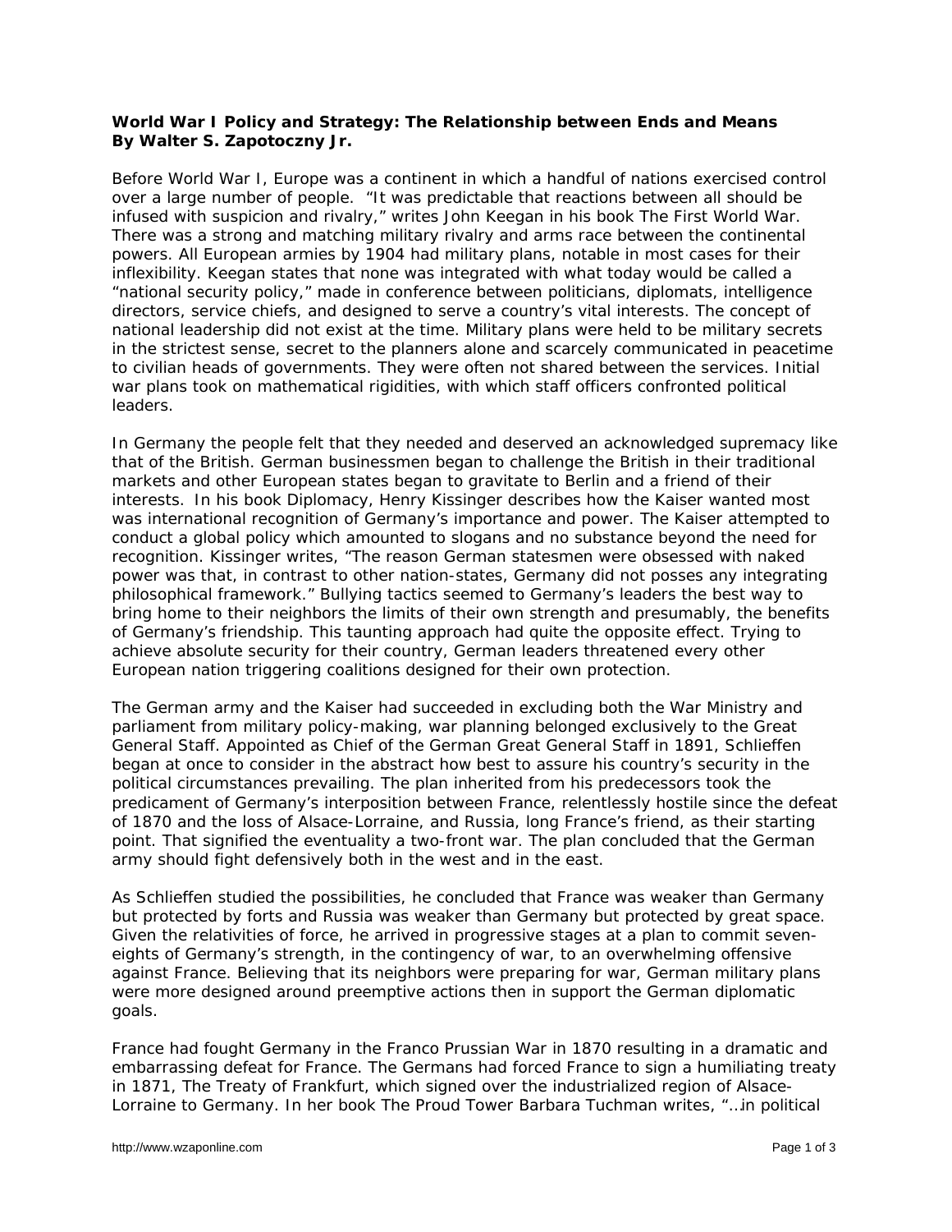**World War I Policy and Strategy: The Relationship between Ends and Means**
**By Walter S. Zapotoczny Jr.**

Before World War I, Europe was a continent in which a handful of nations exercised control over a large number of people. "It was predictable that reactions between all should be infused with suspicion and rivalry," writes John Keegan in his book The First World War. There was a strong and matching military rivalry and arms race between the continental powers. All European armies by 1904 had military plans, notable in most cases for their inflexibility. Keegan states that none was integrated with what today would be called a "national security policy," made in conference between politicians, diplomats, intelligence directors, service chiefs, and designed to serve a country's vital interests. The concept of national leadership did not exist at the time. Military plans were held to be military secrets in the strictest sense, secret to the planners alone and scarcely communicated in peacetime to civilian heads of governments. They were often not shared between the services. Initial war plans took on mathematical rigidities, with which staff officers confronted political leaders.

In Germany the people felt that they needed and deserved an acknowledged supremacy like that of the British. German businessmen began to challenge the British in their traditional markets and other European states began to gravitate to Berlin and a friend of their interests. In his book Diplomacy, Henry Kissinger describes how the Kaiser wanted most was international recognition of Germany's importance and power. The Kaiser attempted to conduct a global policy which amounted to slogans and no substance beyond the need for recognition. Kissinger writes, "The reason German statesmen were obsessed with naked power was that, in contrast to other nation-states, Germany did not posses any integrating philosophical framework." Bullying tactics seemed to Germany's leaders the best way to bring home to their neighbors the limits of their own strength and presumably, the benefits of Germany's friendship. This taunting approach had quite the opposite effect. Trying to achieve absolute security for their country, German leaders threatened every other European nation triggering coalitions designed for their own protection.

The German army and the Kaiser had succeeded in excluding both the War Ministry and parliament from military policy-making, war planning belonged exclusively to the Great General Staff. Appointed as Chief of the German Great General Staff in 1891, Schlieffen began at once to consider in the abstract how best to assure his country's security in the political circumstances prevailing. The plan inherited from his predecessors took the predicament of Germany's interposition between France, relentlessly hostile since the defeat of 1870 and the loss of Alsace-Lorraine, and Russia, long France's friend, as their starting point. That signified the eventuality a two-front war. The plan concluded that the German army should fight defensively both in the west and in the east.

As Schlieffen studied the possibilities, he concluded that France was weaker than Germany but protected by forts and Russia was weaker than Germany but protected by great space. Given the relativities of force, he arrived in progressive stages at a plan to commit seven-eighths of Germany's strength, in the contingency of war, to an overwhelming offensive against France. Believing that its neighbors were preparing for war, German military plans were more designed around preemptive actions then in support the German diplomatic goals.

France had fought Germany in the Franco Prussian War in 1870 resulting in a dramatic and embarrassing defeat for France. The Germans had forced France to sign a humiliating treaty in 1871, The Treaty of Frankfurt, which signed over the industrialized region of Alsace-Lorraine to Germany. In her book The Proud Tower Barbara Tuchman writes, "…in political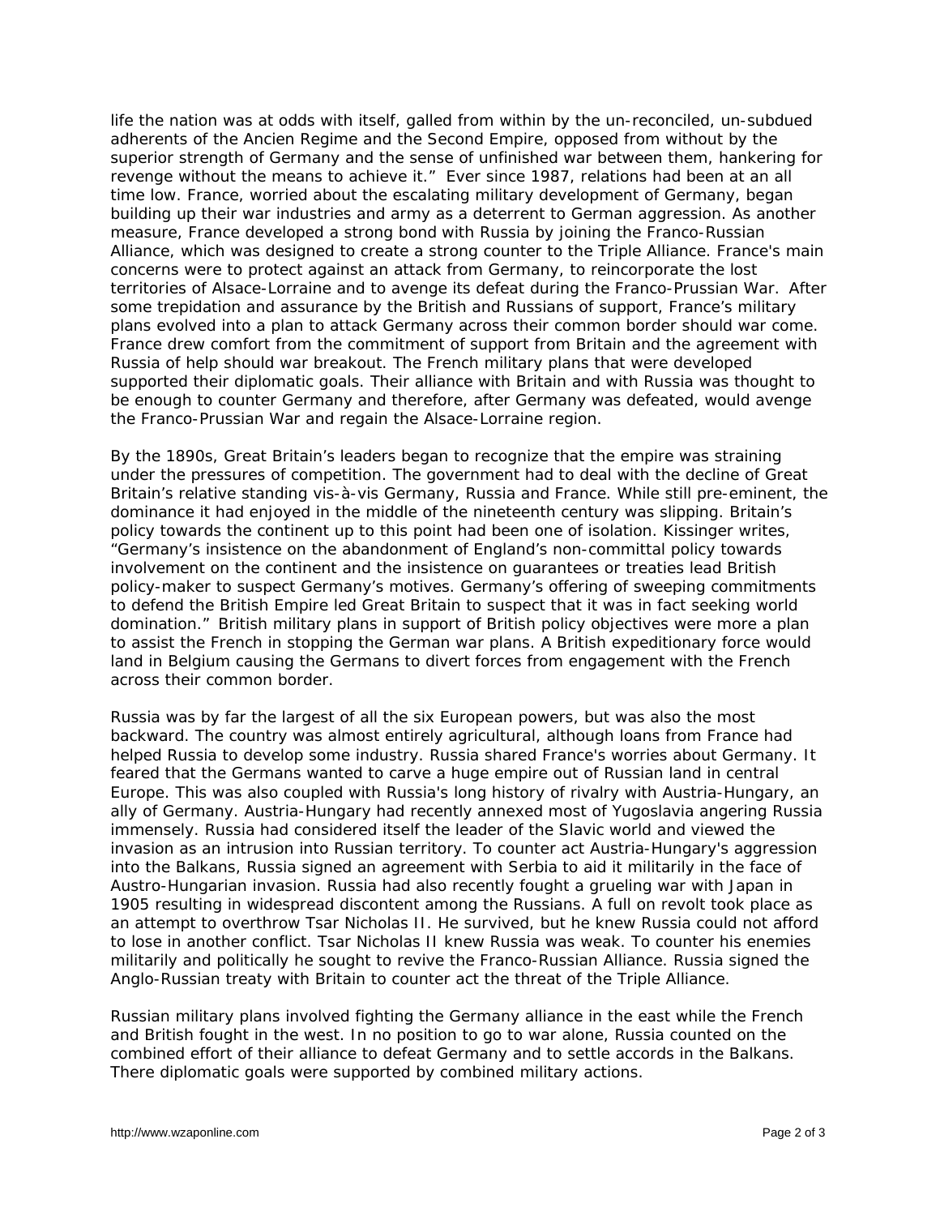life the nation was at odds with itself, galled from within by the un-reconciled, un-subdued adherents of the Ancien Regime and the Second Empire, opposed from without by the superior strength of Germany and the sense of unfinished war between them, hankering for revenge without the means to achieve it." Ever since 1987, relations had been at an all time low. France, worried about the escalating military development of Germany, began building up their war industries and army as a deterrent to German aggression. As another measure, France developed a strong bond with Russia by joining the Franco-Russian Alliance, which was designed to create a strong counter to the Triple Alliance. France's main concerns were to protect against an attack from Germany, to reincorporate the lost territories of Alsace-Lorraine and to avenge its defeat during the Franco-Prussian War. After some trepidation and assurance by the British and Russians of support, France's military plans evolved into a plan to attack Germany across their common border should war come. France drew comfort from the commitment of support from Britain and the agreement with Russia of help should war breakout. The French military plans that were developed supported their diplomatic goals. Their alliance with Britain and with Russia was thought to be enough to counter Germany and therefore, after Germany was defeated, would avenge the Franco-Prussian War and regain the Alsace-Lorraine region.

By the 1890s, Great Britain's leaders began to recognize that the empire was straining under the pressures of competition. The government had to deal with the decline of Great Britain's relative standing vis-à-vis Germany, Russia and France. While still pre-eminent, the dominance it had enjoyed in the middle of the nineteenth century was slipping. Britain's policy towards the continent up to this point had been one of isolation. Kissinger writes, "Germany's insistence on the abandonment of England's non-committal policy towards involvement on the continent and the insistence on guarantees or treaties lead British policy-maker to suspect Germany's motives. Germany's offering of sweeping commitments to defend the British Empire led Great Britain to suspect that it was in fact seeking world domination." British military plans in support of British policy objectives were more a plan to assist the French in stopping the German war plans. A British expeditionary force would land in Belgium causing the Germans to divert forces from engagement with the French across their common border.

Russia was by far the largest of all the six European powers, but was also the most backward. The country was almost entirely agricultural, although loans from France had helped Russia to develop some industry. Russia shared France's worries about Germany. It feared that the Germans wanted to carve a huge empire out of Russian land in central Europe. This was also coupled with Russia's long history of rivalry with Austria-Hungary, an ally of Germany. Austria-Hungary had recently annexed most of Yugoslavia angering Russia immensely. Russia had considered itself the leader of the Slavic world and viewed the invasion as an intrusion into Russian territory. To counter act Austria-Hungary's aggression into the Balkans, Russia signed an agreement with Serbia to aid it militarily in the face of Austro-Hungarian invasion. Russia had also recently fought a grueling war with Japan in 1905 resulting in widespread discontent among the Russians. A full on revolt took place as an attempt to overthrow Tsar Nicholas II. He survived, but he knew Russia could not afford to lose in another conflict. Tsar Nicholas II knew Russia was weak. To counter his enemies militarily and politically he sought to revive the Franco-Russian Alliance. Russia signed the Anglo-Russian treaty with Britain to counter act the threat of the Triple Alliance.

Russian military plans involved fighting the Germany alliance in the east while the French and British fought in the west. In no position to go to war alone, Russia counted on the combined effort of their alliance to defeat Germany and to settle accords in the Balkans. There diplomatic goals were supported by combined military actions.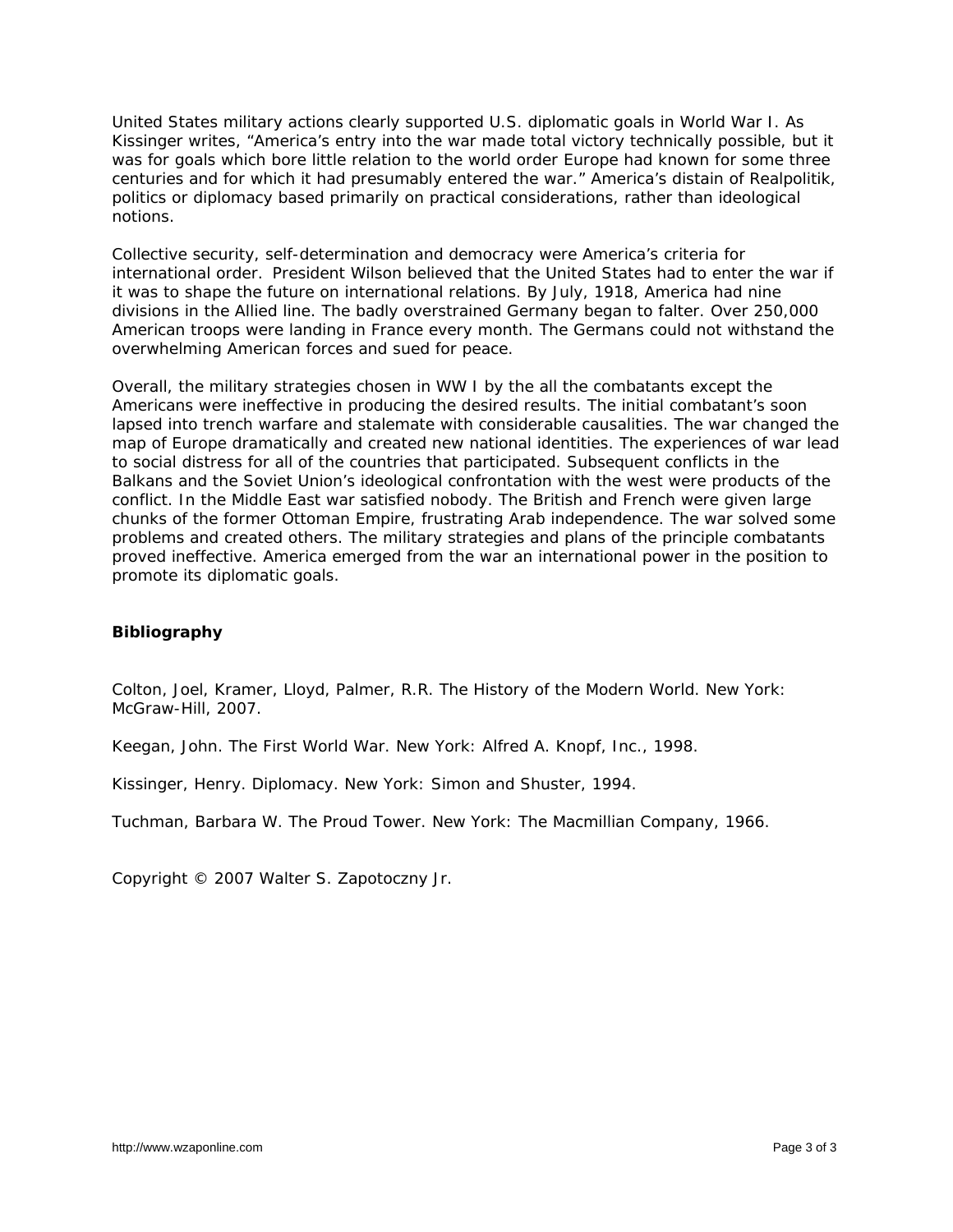United States military actions clearly supported U.S. diplomatic goals in World War I. As Kissinger writes, "America's entry into the war made total victory technically possible, but it was for goals which bore little relation to the world order Europe had known for some three centuries and for which it had presumably entered the war." America's distain of Realpolitik, politics or diplomacy based primarily on practical considerations, rather than ideological notions.

Collective security, self-determination and democracy were America's criteria for international order. President Wilson believed that the United States had to enter the war if it was to shape the future on international relations. By July, 1918, America had nine divisions in the Allied line. The badly overstrained Germany began to falter. Over 250,000 American troops were landing in France every month. The Germans could not withstand the overwhelming American forces and sued for peace.

Overall, the military strategies chosen in WW I by the all the combatants except the Americans were ineffective in producing the desired results. The initial combatant's soon lapsed into trench warfare and stalemate with considerable causalities. The war changed the map of Europe dramatically and created new national identities. The experiences of war lead to social distress for all of the countries that participated. Subsequent conflicts in the Balkans and the Soviet Union's ideological confrontation with the west were products of the conflict. In the Middle East war satisfied nobody. The British and French were given large chunks of the former Ottoman Empire, frustrating Arab independence. The war solved some problems and created others. The military strategies and plans of the principle combatants proved ineffective. America emerged from the war an international power in the position to promote its diplomatic goals.

**Bibliography**

Colton, Joel, Kramer, Lloyd, Palmer, R.R. The History of the Modern World. New York: McGraw-Hill, 2007.

Keegan, John. The First World War. New York: Alfred A. Knopf, Inc., 1998.

Kissinger, Henry. Diplomacy. New York: Simon and Shuster, 1994.

Tuchman, Barbara W. The Proud Tower. New York: The Macmillian Company, 1966.

Copyright © 2007 Walter S. Zapotoczny Jr.